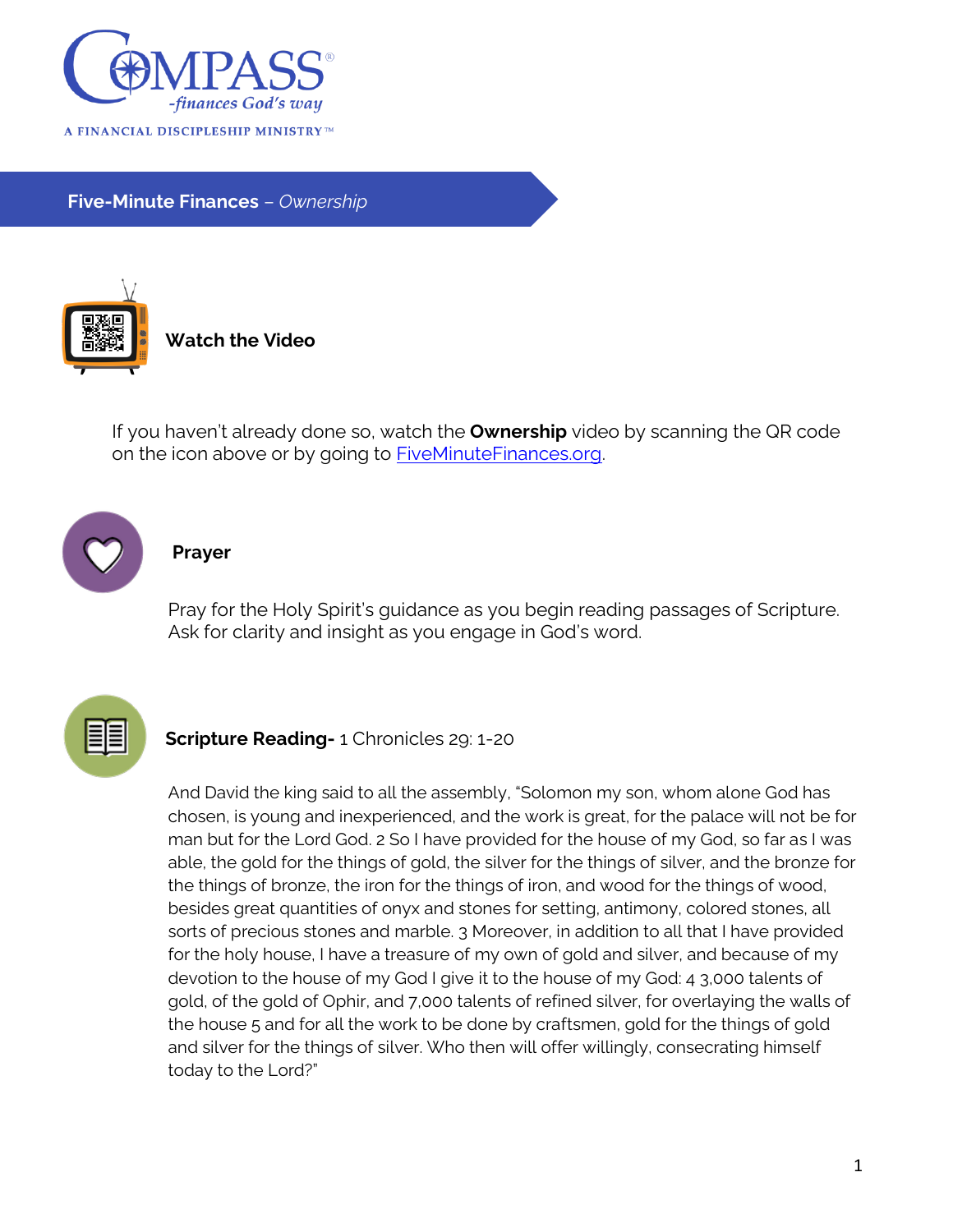COMPASS®
-finances God's way

A FINANCIAL DISCIPLESHIP MINISTRY™

# Five-Minute Finances – *Ownership*

## Watch the Video

If you haven't already done so, watch the **Ownership** video by scanning the QR code on the icon above or by going to [FiveMinuteFinances.org](https://FiveMinuteFinances.org).

## Prayer

Pray for the Holy Spirit's guidance as you begin reading passages of Scripture. Ask for clarity and insight as you engage in God's word.

## Scripture Reading- 1 Chronicles 29: 1-20

And David the king said to all the assembly, "Solomon my son, whom alone God has chosen, is young and inexperienced, and the work is great, for the palace will not be for man but for the Lord God. 2 So I have provided for the house of my God, so far as I was able, the gold for the things of gold, the silver for the things of silver, and the bronze for the things of bronze, the iron for the things of iron, and wood for the things of wood, besides great quantities of onyx and stones for setting, antimony, colored stones, all sorts of precious stones and marble. 3 Moreover, in addition to all that I have provided for the holy house, I have a treasure of my own of gold and silver, and because of my devotion to the house of my God I give it to the house of my God: 4 3,000 talents of gold, of the gold of Ophir, and 7,000 talents of refined silver, for overlaying the walls of the house 5 and for all the work to be done by craftsmen, gold for the things of gold and silver for the things of silver. Who then will offer willingly, consecrating himself today to the Lord?"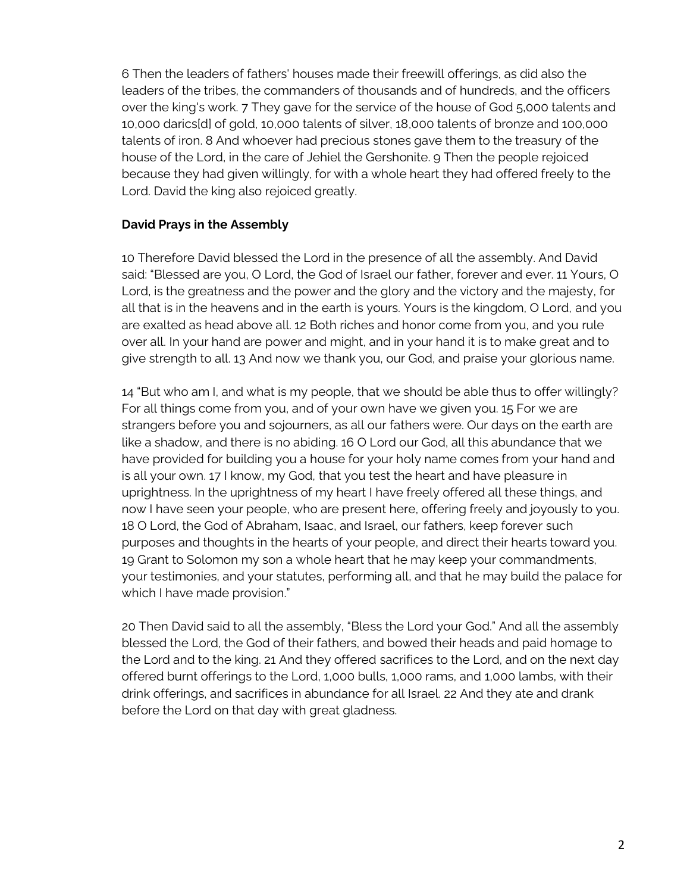6 Then the leaders of fathers' houses made their freewill offerings, as did also the leaders of the tribes, the commanders of thousands and of hundreds, and the officers over the king's work. 7 They gave for the service of the house of God 5,000 talents and 10,000 darics[d] of gold, 10,000 talents of silver, 18,000 talents of bronze and 100,000 talents of iron. 8 And whoever had precious stones gave them to the treasury of the house of the Lord, in the care of Jehiel the Gershonite. 9 Then the people rejoiced because they had given willingly, for with a whole heart they had offered freely to the Lord. David the king also rejoiced greatly.

**David Prays in the Assembly**

10 Therefore David blessed the Lord in the presence of all the assembly. And David said: "Blessed are you, O Lord, the God of Israel our father, forever and ever. 11 Yours, O Lord, is the greatness and the power and the glory and the victory and the majesty, for all that is in the heavens and in the earth is yours. Yours is the kingdom, O Lord, and you are exalted as head above all. 12 Both riches and honor come from you, and you rule over all. In your hand are power and might, and in your hand it is to make great and to give strength to all. 13 And now we thank you, our God, and praise your glorious name.

14 "But who am I, and what is my people, that we should be able thus to offer willingly? For all things come from you, and of your own have we given you. 15 For we are strangers before you and sojourners, as all our fathers were. Our days on the earth are like a shadow, and there is no abiding. 16 O Lord our God, all this abundance that we have provided for building you a house for your holy name comes from your hand and is all your own. 17 I know, my God, that you test the heart and have pleasure in uprightness. In the uprightness of my heart I have freely offered all these things, and now I have seen your people, who are present here, offering freely and joyously to you. 18 O Lord, the God of Abraham, Isaac, and Israel, our fathers, keep forever such purposes and thoughts in the hearts of your people, and direct their hearts toward you. 19 Grant to Solomon my son a whole heart that he may keep your commandments, your testimonies, and your statutes, performing all, and that he may build the palace for which I have made provision."

20 Then David said to all the assembly, "Bless the Lord your God." And all the assembly blessed the Lord, the God of their fathers, and bowed their heads and paid homage to the Lord and to the king. 21 And they offered sacrifices to the Lord, and on the next day offered burnt offerings to the Lord, 1,000 bulls, 1,000 rams, and 1,000 lambs, with their drink offerings, and sacrifices in abundance for all Israel. 22 And they ate and drank before the Lord on that day with great gladness.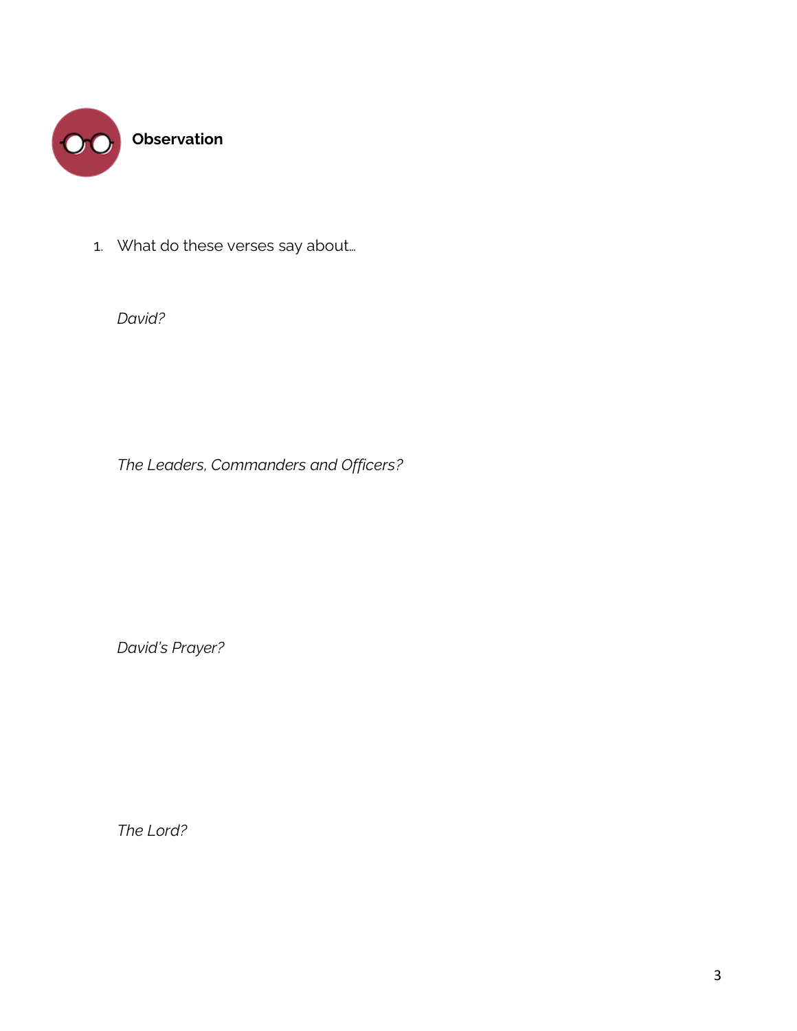## Observation

1. What do these verses say about…

   *David?*

   *The Leaders, Commanders and Officers?*

   *David's Prayer?*

   *The Lord?*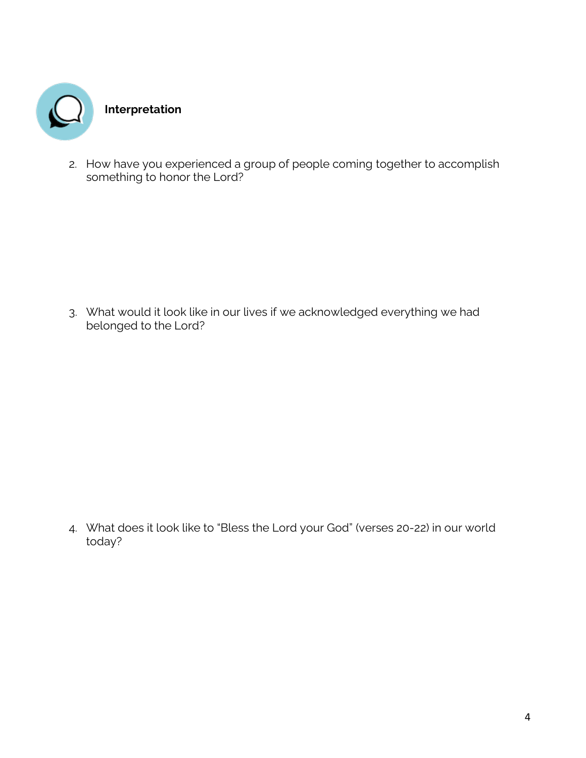## Interpretation

2. How have you experienced a group of people coming together to accomplish something to honor the Lord?

3. What would it look like in our lives if we acknowledged everything we had belonged to the Lord?

4. What does it look like to "Bless the Lord your God" (verses 20-22) in our world today?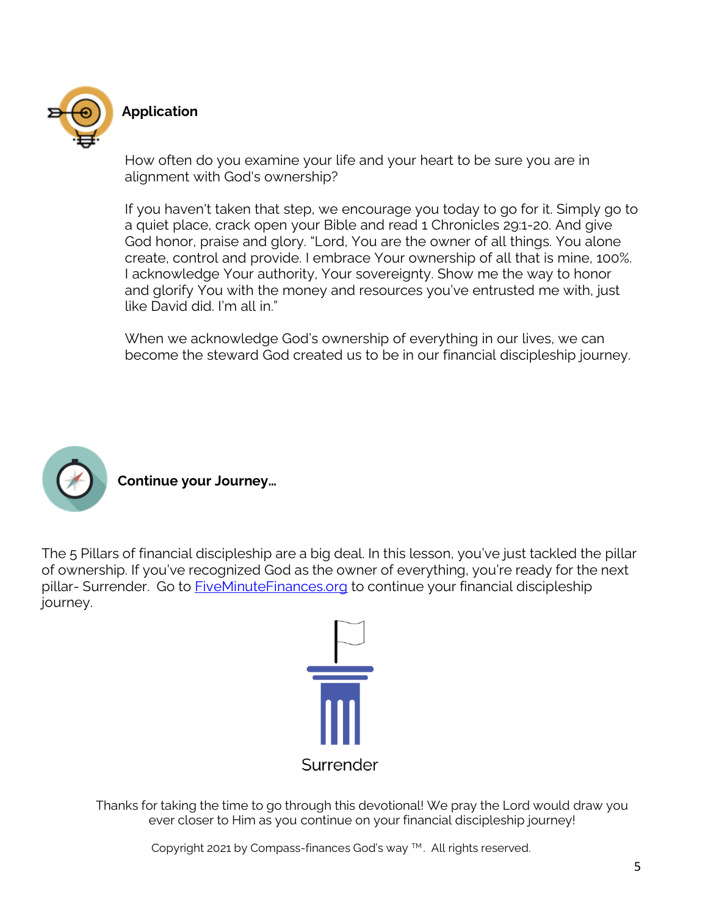## Application

How often do you examine your life and your heart to be sure you are in alignment with God's ownership?

If you haven't taken that step, we encourage you today to go for it. Simply go to a quiet place, crack open your Bible and read 1 Chronicles 29:1-20. And give God honor, praise and glory. "Lord, You are the owner of all things. You alone create, control and provide. I embrace Your ownership of all that is mine, 100%. I acknowledge Your authority, Your sovereignty. Show me the way to honor and glorify You with the money and resources you've entrusted me with, just like David did. I'm all in."

When we acknowledge God's ownership of everything in our lives, we can become the steward God created us to be in our financial discipleship journey.

## Continue your Journey…

The 5 Pillars of financial discipleship are a big deal. In this lesson, you've just tackled the pillar of ownership. If you've recognized God as the owner of everything, you're ready for the next pillar- Surrender. Go to [FiveMinuteFinances.org](FiveMinuteFinances.org) to continue your financial discipleship journey.

Surrender

Thanks for taking the time to go through this devotional! We pray the Lord would draw you ever closer to Him as you continue on your financial discipleship journey!

Copyright 2021 by Compass-finances God's way ™. All rights reserved.